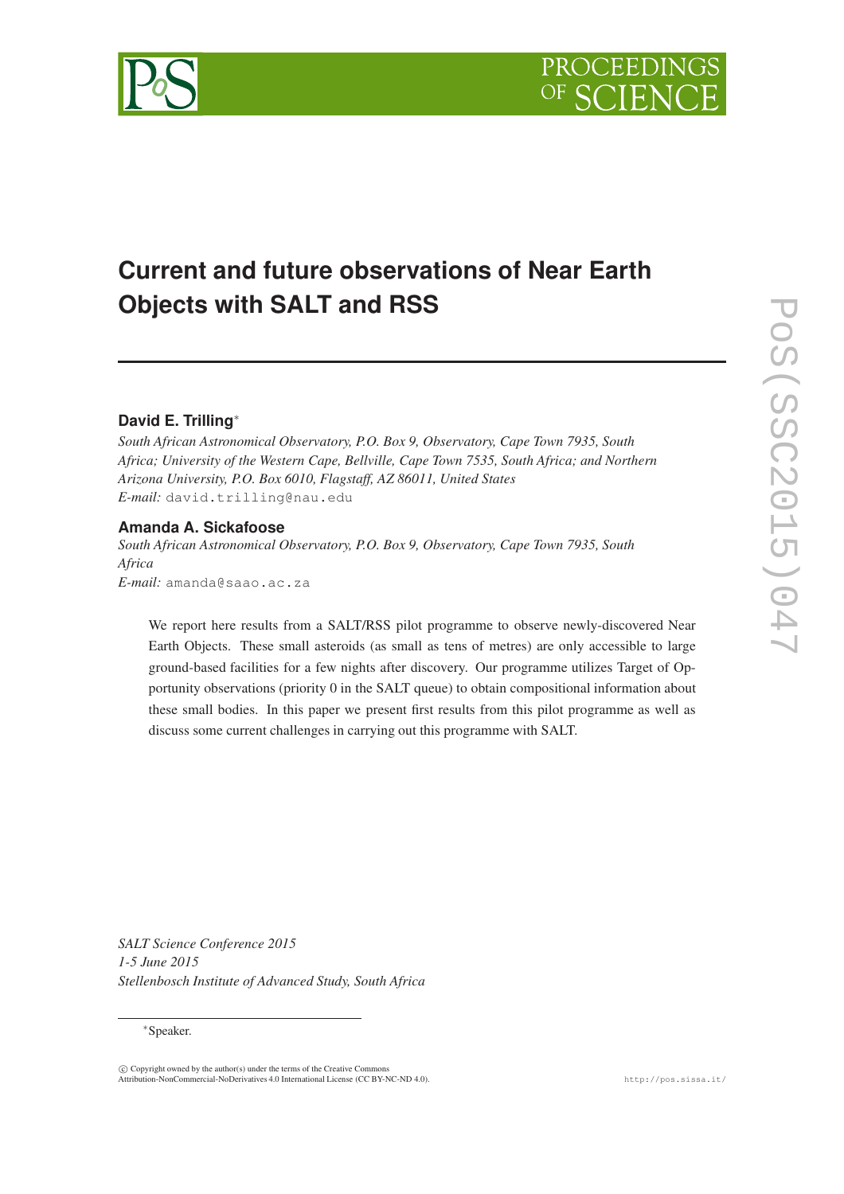# Current and future observations of Near Earth Objects with SALT and RSS

**David E. Trilling***

*South African Astronomical Observatory, P.O. Box 9, Observatory, Cape Town 7935, South Africa; University of the Western Cape, Bellville, Cape Town 7535, South Africa; and Northern Arizona University, P.O. Box 6010, Flagstaff, AZ 86011, United States*

*E-mail:* david.trilling@nau.edu

**Amanda A. Sickafoose**

*South African Astronomical Observatory, P.O. Box 9, Observatory, Cape Town 7935, South Africa*

*E-mail:* amanda@saao.ac.za

We report here results from a SALT/RSS pilot programme to observe newly-discovered Near Earth Objects. These small asteroids (as small as tens of metres) are only accessible to large ground-based facilities for a few nights after discovery. Our programme utilizes Target of Opportunity observations (priority 0 in the SALT queue) to obtain compositional information about these small bodies. In this paper we present first results from this pilot programme as well as discuss some current challenges in carrying out this programme with SALT.

*SALT Science Conference 2015*
*1-5 June 2015*
*Stellenbosch Institute of Advanced Study, South Africa*

*Speaker.

© Copyright owned by the author(s) under the terms of the Creative Commons Attribution-NonCommercial-NoDerivatives 4.0 International License (CC BY-NC-ND 4.0).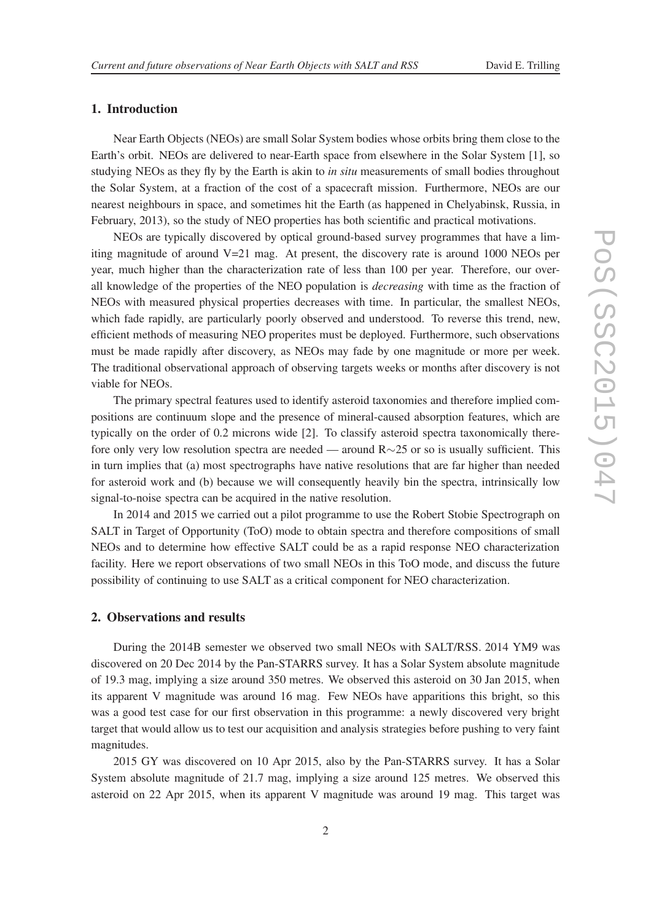## 1. Introduction

Near Earth Objects (NEOs) are small Solar System bodies whose orbits bring them close to the Earth's orbit. NEOs are delivered to near-Earth space from elsewhere in the Solar System [1], so studying NEOs as they fly by the Earth is akin to *in situ* measurements of small bodies throughout the Solar System, at a fraction of the cost of a spacecraft mission. Furthermore, NEOs are our nearest neighbours in space, and sometimes hit the Earth (as happened in Chelyabinsk, Russia, in February, 2013), so the study of NEO properties has both scientific and practical motivations.

NEOs are typically discovered by optical ground-based survey programmes that have a limiting magnitude of around V=21 mag. At present, the discovery rate is around 1000 NEOs per year, much higher than the characterization rate of less than 100 per year. Therefore, our overall knowledge of the properties of the NEO population is *decreasing* with time as the fraction of NEOs with measured physical properties decreases with time. In particular, the smallest NEOs, which fade rapidly, are particularly poorly observed and understood. To reverse this trend, new, efficient methods of measuring NEO properites must be deployed. Furthermore, such observations must be made rapidly after discovery, as NEOs may fade by one magnitude or more per week. The traditional observational approach of observing targets weeks or months after discovery is not viable for NEOs.

The primary spectral features used to identify asteroid taxonomies and therefore implied compositions are continuum slope and the presence of mineral-caused absorption features, which are typically on the order of 0.2 microns wide [2]. To classify asteroid spectra taxonomically therefore only very low resolution spectra are needed — around R$\sim$25 or so is usually sufficient. This in turn implies that (a) most spectrographs have native resolutions that are far higher than needed for asteroid work and (b) because we will consequently heavily bin the spectra, intrinsically low signal-to-noise spectra can be acquired in the native resolution.

In 2014 and 2015 we carried out a pilot programme to use the Robert Stobie Spectrograph on SALT in Target of Opportunity (ToO) mode to obtain spectra and therefore compositions of small NEOs and to determine how effective SALT could be as a rapid response NEO characterization facility. Here we report observations of two small NEOs in this ToO mode, and discuss the future possibility of continuing to use SALT as a critical component for NEO characterization.

## 2. Observations and results

During the 2014B semester we observed two small NEOs with SALT/RSS. 2014 YM9 was discovered on 20 Dec 2014 by the Pan-STARRS survey. It has a Solar System absolute magnitude of 19.3 mag, implying a size around 350 metres. We observed this asteroid on 30 Jan 2015, when its apparent V magnitude was around 16 mag. Few NEOs have apparitions this bright, so this was a good test case for our first observation in this programme: a newly discovered very bright target that would allow us to test our acquisition and analysis strategies before pushing to very faint magnitudes.

2015 GY was discovered on 10 Apr 2015, also by the Pan-STARRS survey. It has a Solar System absolute magnitude of 21.7 mag, implying a size around 125 metres. We observed this asteroid on 22 Apr 2015, when its apparent V magnitude was around 19 mag. This target was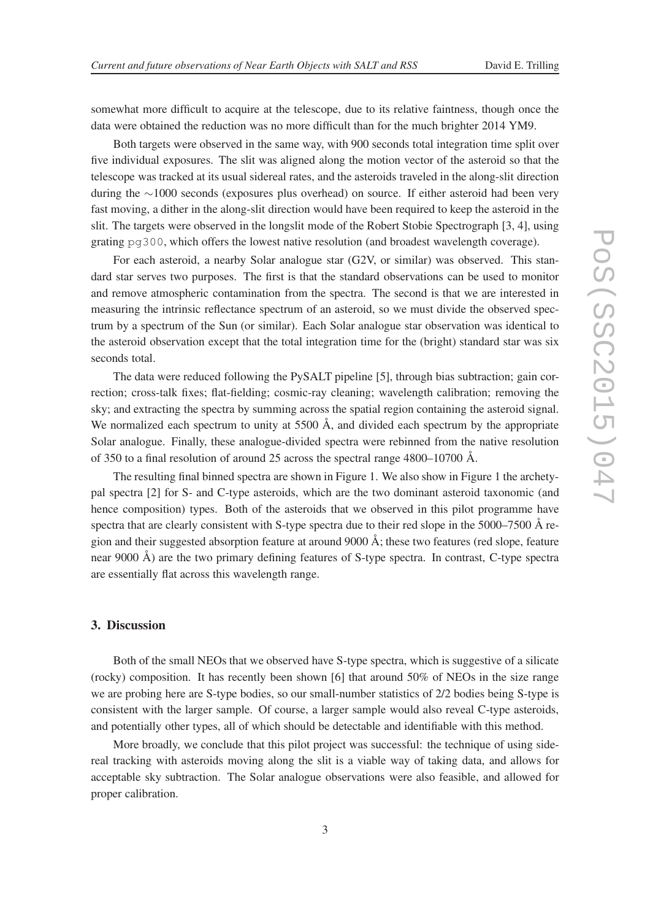somewhat more difficult to acquire at the telescope, due to its relative faintness, though once the data were obtained the reduction was no more difficult than for the much brighter 2014 YM9.

Both targets were observed in the same way, with 900 seconds total integration time split over five individual exposures. The slit was aligned along the motion vector of the asteroid so that the telescope was tracked at its usual sidereal rates, and the asteroids traveled in the along-slit direction during the ∼1000 seconds (exposures plus overhead) on source. If either asteroid had been very fast moving, a dither in the along-slit direction would have been required to keep the asteroid in the slit. The targets were observed in the longslit mode of the Robert Stobie Spectrograph [3, 4], using grating `pg300`, which offers the lowest native resolution (and broadest wavelength coverage).

For each asteroid, a nearby Solar analogue star (G2V, or similar) was observed. This standard star serves two purposes. The first is that the standard observations can be used to monitor and remove atmospheric contamination from the spectra. The second is that we are interested in measuring the intrinsic reflectance spectrum of an asteroid, so we must divide the observed spectrum by a spectrum of the Sun (or similar). Each Solar analogue star observation was identical to the asteroid observation except that the total integration time for the (bright) standard star was six seconds total.

The data were reduced following the PySALT pipeline [5], through bias subtraction; gain correction; cross-talk fixes; flat-fielding; cosmic-ray cleaning; wavelength calibration; removing the sky; and extracting the spectra by summing across the spatial region containing the asteroid signal. We normalized each spectrum to unity at 5500 Å, and divided each spectrum by the appropriate Solar analogue. Finally, these analogue-divided spectra were rebinned from the native resolution of 350 to a final resolution of around 25 across the spectral range 4800–10700 Å.

The resulting final binned spectra are shown in Figure 1. We also show in Figure 1 the archetypal spectra [2] for S- and C-type asteroids, which are the two dominant asteroid taxonomic (and hence composition) types. Both of the asteroids that we observed in this pilot programme have spectra that are clearly consistent with S-type spectra due to their red slope in the 5000–7500 Å region and their suggested absorption feature at around 9000 Å; these two features (red slope, feature near 9000 Å) are the two primary defining features of S-type spectra. In contrast, C-type spectra are essentially flat across this wavelength range.

## 3. Discussion

Both of the small NEOs that we observed have S-type spectra, which is suggestive of a silicate (rocky) composition. It has recently been shown [6] that around 50% of NEOs in the size range we are probing here are S-type bodies, so our small-number statistics of 2/2 bodies being S-type is consistent with the larger sample. Of course, a larger sample would also reveal C-type asteroids, and potentially other types, all of which should be detectable and identifiable with this method.

More broadly, we conclude that this pilot project was successful: the technique of using sidereal tracking with asteroids moving along the slit is a viable way of taking data, and allows for acceptable sky subtraction. The Solar analogue observations were also feasible, and allowed for proper calibration.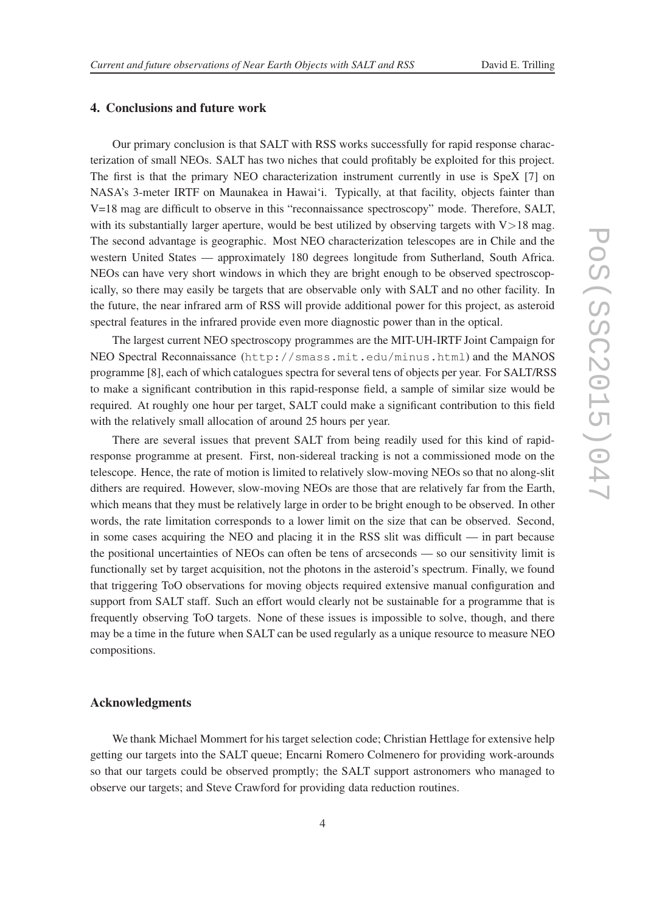## 4. Conclusions and future work

Our primary conclusion is that SALT with RSS works successfully for rapid response characterization of small NEOs. SALT has two niches that could profitably be exploited for this project. The first is that the primary NEO characterization instrument currently in use is SpeX [7] on NASA's 3-meter IRTF on Maunakea in Hawai'i. Typically, at that facility, objects fainter than V=18 mag are difficult to observe in this "reconnaissance spectroscopy" mode. Therefore, SALT, with its substantially larger aperture, would be best utilized by observing targets with V>18 mag. The second advantage is geographic. Most NEO characterization telescopes are in Chile and the western United States — approximately 180 degrees longitude from Sutherland, South Africa. NEOs can have very short windows in which they are bright enough to be observed spectroscopically, so there may easily be targets that are observable only with SALT and no other facility. In the future, the near infrared arm of RSS will provide additional power for this project, as asteroid spectral features in the infrared provide even more diagnostic power than in the optical.

The largest current NEO spectroscopy programmes are the MIT-UH-IRTF Joint Campaign for NEO Spectral Reconnaissance (`http://smass.mit.edu/minus.html`) and the MANOS programme [8], each of which catalogues spectra for several tens of objects per year. For SALT/RSS to make a significant contribution in this rapid-response field, a sample of similar size would be required. At roughly one hour per target, SALT could make a significant contribution to this field with the relatively small allocation of around 25 hours per year.

There are several issues that prevent SALT from being readily used for this kind of rapid-response programme at present. First, non-sidereal tracking is not a commissioned mode on the telescope. Hence, the rate of motion is limited to relatively slow-moving NEOs so that no along-slit dithers are required. However, slow-moving NEOs are those that are relatively far from the Earth, which means that they must be relatively large in order to be bright enough to be observed. In other words, the rate limitation corresponds to a lower limit on the size that can be observed. Second, in some cases acquiring the NEO and placing it in the RSS slit was difficult — in part because the positional uncertainties of NEOs can often be tens of arcseconds — so our sensitivity limit is functionally set by target acquisition, not the photons in the asteroid's spectrum. Finally, we found that triggering ToO observations for moving objects required extensive manual configuration and support from SALT staff. Such an effort would clearly not be sustainable for a programme that is frequently observing ToO targets. None of these issues is impossible to solve, though, and there may be a time in the future when SALT can be used regularly as a unique resource to measure NEO compositions.

## Acknowledgments

We thank Michael Mommert for his target selection code; Christian Hettlage for extensive help getting our targets into the SALT queue; Encarni Romero Colmenero for providing work-arounds so that our targets could be observed promptly; the SALT support astronomers who managed to observe our targets; and Steve Crawford for providing data reduction routines.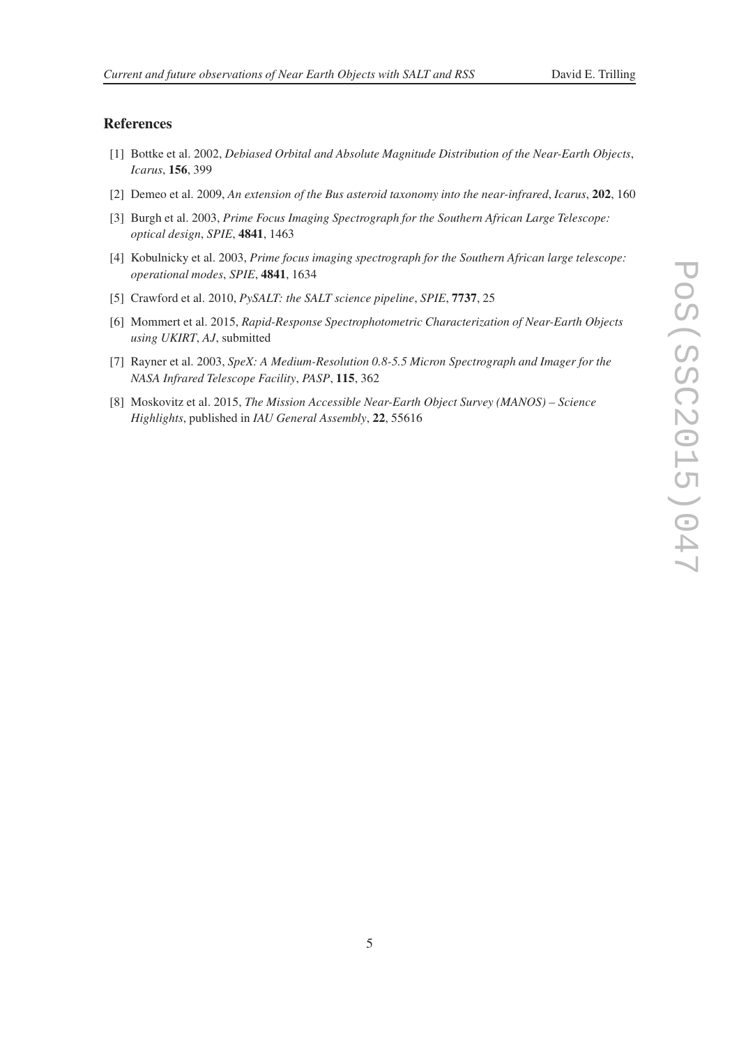## References

[1] Bottke et al. 2002, *Debiased Orbital and Absolute Magnitude Distribution of the Near-Earth Objects*, *Icarus*, **156**, 399

[2] Demeo et al. 2009, *An extension of the Bus asteroid taxonomy into the near-infrared*, *Icarus*, **202**, 160

[3] Burgh et al. 2003, *Prime Focus Imaging Spectrograph for the Southern African Large Telescope: optical design*, *SPIE*, **4841**, 1463

[4] Kobulnicky et al. 2003, *Prime focus imaging spectrograph for the Southern African large telescope: operational modes*, *SPIE*, **4841**, 1634

[5] Crawford et al. 2010, *PySALT: the SALT science pipeline*, *SPIE*, **7737**, 25

[6] Mommert et al. 2015, *Rapid-Response Spectrophotometric Characterization of Near-Earth Objects using UKIRT*, *AJ*, submitted

[7] Rayner et al. 2003, *SpeX: A Medium-Resolution 0.8-5.5 Micron Spectrograph and Imager for the NASA Infrared Telescope Facility*, *PASP*, **115**, 362

[8] Moskovitz et al. 2015, *The Mission Accessible Near-Earth Object Survey (MANOS) – Science Highlights*, published in *IAU General Assembly*, **22**, 55616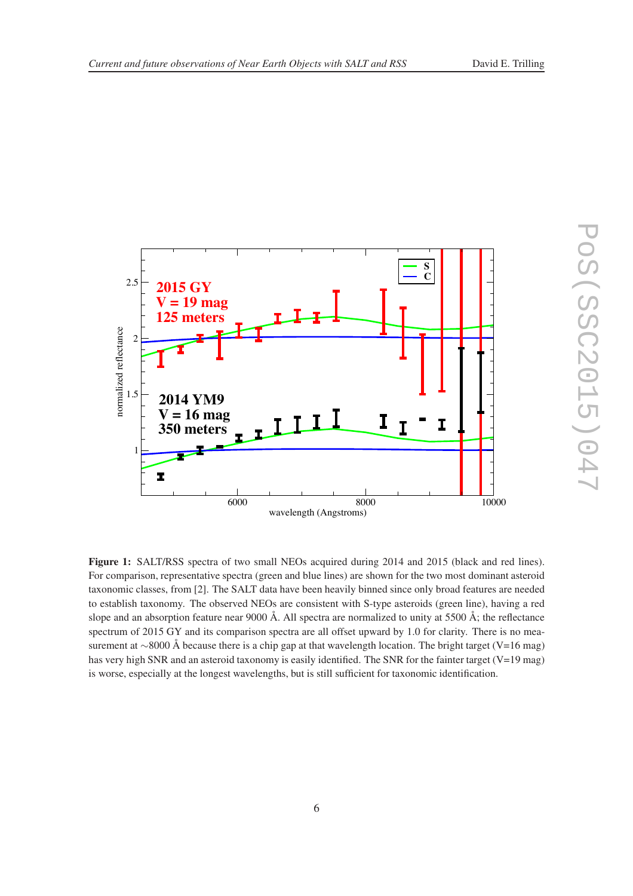2.5
2
1.5
1
6000
8000
10000
wavelength (Angstroms)
normalized reflectance
S
C
2015 GY
V = 19 mag
125 meters
2014 YM9
V = 16 mag
350 meters

**Figure 1:** SALT/RSS spectra of two small NEOs acquired during 2014 and 2015 (black and red lines). For comparison, representative spectra (green and blue lines) are shown for the two most dominant asteroid taxonomic classes, from [2]. The SALT data have been heavily binned since only broad features are needed to establish taxonomy. The observed NEOs are consistent with S-type asteroids (green line), having a red slope and an absorption feature near 9000 Å. All spectra are normalized to unity at 5500 Å; the reflectance spectrum of 2015 GY and its comparison spectra are all offset upward by 1.0 for clarity. There is no measurement at ∼8000 Å because there is a chip gap at that wavelength location. The bright target (V=16 mag) has very high SNR and an asteroid taxonomy is easily identified. The SNR for the fainter target (V=19 mag) is worse, especially at the longest wavelengths, but is still sufficient for taxonomic identification.